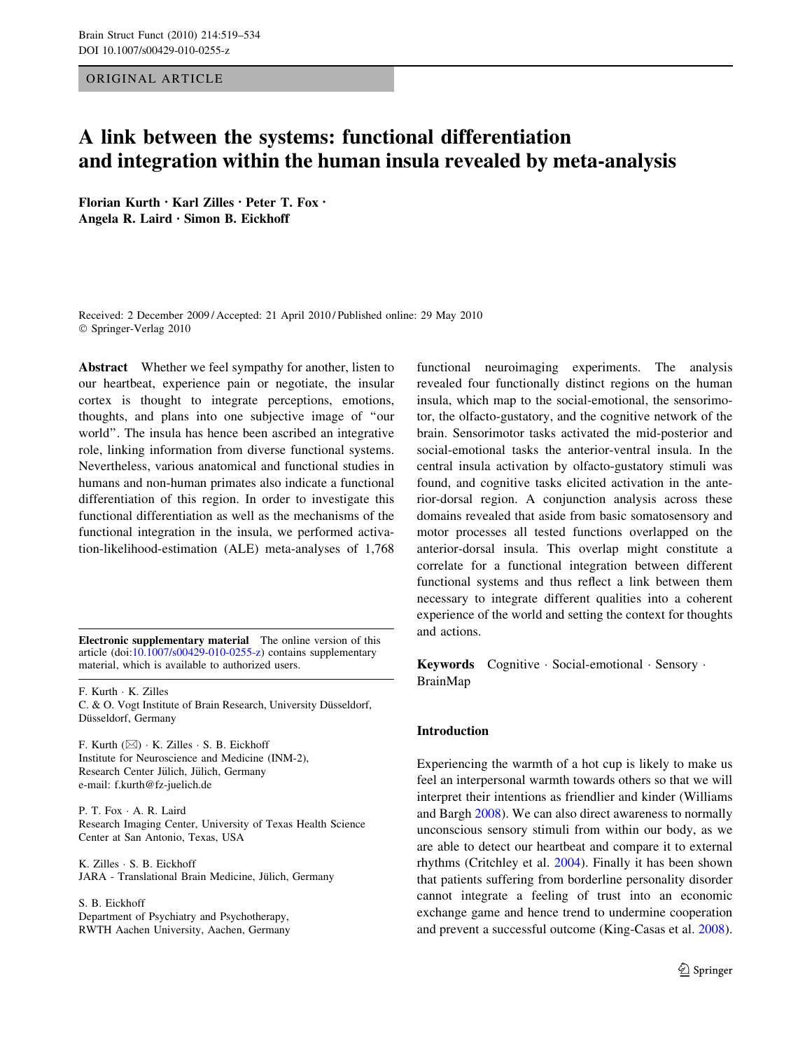ORIGINAL ARTICLE

# A link between the systems: functional differentiation and integration within the human insula revealed by meta-analysis

**Florian Kurth · Karl Zilles · Peter T. Fox · Angela R. Laird · Simon B. Eickhoff**

Received: 2 December 2009 / Accepted: 21 April 2010 / Published online: 29 May 2010
© Springer-Verlag 2010

**Abstract** Whether we feel sympathy for another, listen to our heartbeat, experience pain or negotiate, the insular cortex is thought to integrate perceptions, emotions, thoughts, and plans into one subjective image of "our world". The insula has hence been ascribed an integrative role, linking information from diverse functional systems. Nevertheless, various anatomical and functional studies in humans and non-human primates also indicate a functional differentiation of this region. In order to investigate this functional differentiation as well as the mechanisms of the functional integration in the insula, we performed activation-likelihood-estimation (ALE) meta-analyses of 1,768 functional neuroimaging experiments. The analysis revealed four functionally distinct regions on the human insula, which map to the social-emotional, the sensorimotor, the olfacto-gustatory, and the cognitive network of the brain. Sensorimotor tasks activated the mid-posterior and social-emotional tasks the anterior-ventral insula. In the central insula activation by olfacto-gustatory stimuli was found, and cognitive tasks elicited activation in the anterior-dorsal region. A conjunction analysis across these domains revealed that aside from basic somatosensory and motor processes all tested functions overlapped on the anterior-dorsal insula. This overlap might constitute a correlate for a functional integration between different functional systems and thus reflect a link between them necessary to integrate different qualities into a coherent experience of the world and setting the context for thoughts and actions.

**Keywords** Cognitive · Social-emotional · Sensory · BrainMap

**Electronic supplementary material** The online version of this article (doi:10.1007/s00429-010-0255-z) contains supplementary material, which is available to authorized users.

F. Kurth · K. Zilles
C. & O. Vogt Institute of Brain Research, University Düsseldorf, Düsseldorf, Germany

F. Kurth (✉) · K. Zilles · S. B. Eickhoff
Institute for Neuroscience and Medicine (INM-2), Research Center Jülich, Jülich, Germany
e-mail: f.kurth@fz-juelich.de

P. T. Fox · A. R. Laird
Research Imaging Center, University of Texas Health Science Center at San Antonio, Texas, USA

K. Zilles · S. B. Eickhoff
JARA - Translational Brain Medicine, Jülich, Germany

S. B. Eickhoff
Department of Psychiatry and Psychotherapy, RWTH Aachen University, Aachen, Germany

## Introduction

Experiencing the warmth of a hot cup is likely to make us feel an interpersonal warmth towards others so that we will interpret their intentions as friendlier and kinder (Williams and Bargh 2008). We can also direct awareness to normally unconscious sensory stimuli from within our body, as we are able to detect our heartbeat and compare it to external rhythms (Critchley et al. 2004). Finally it has been shown that patients suffering from borderline personality disorder cannot integrate a feeling of trust into an economic exchange game and hence trend to undermine cooperation and prevent a successful outcome (King-Casas et al. 2008).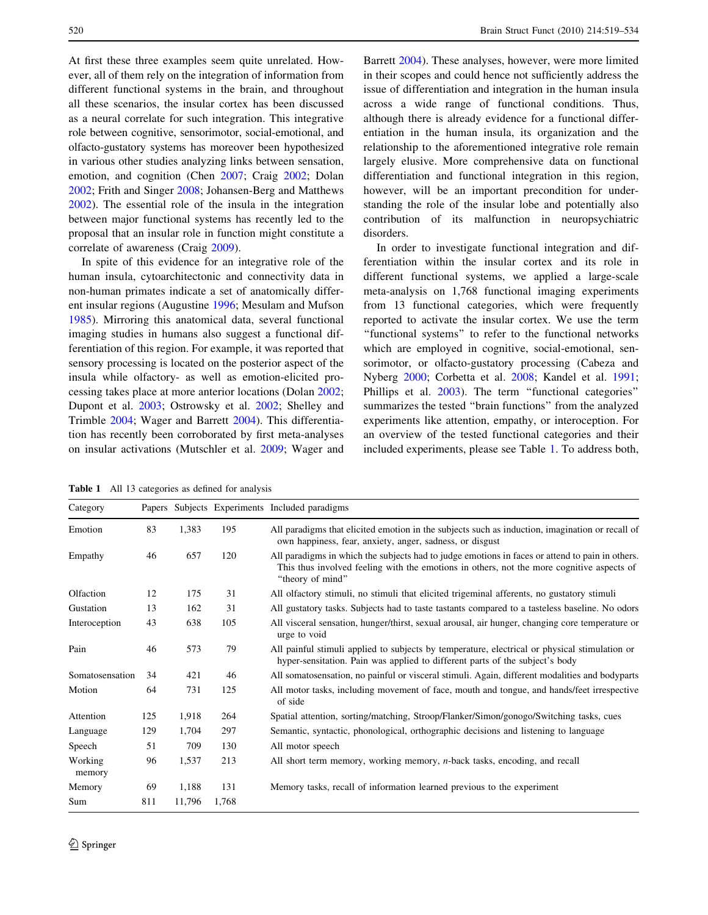At first these three examples seem quite unrelated. However, all of them rely on the integration of information from different functional systems in the brain, and throughout all these scenarios, the insular cortex has been discussed as a neural correlate for such integration. This integrative role between cognitive, sensorimotor, social-emotional, and olfacto-gustatory systems has moreover been hypothesized in various other studies analyzing links between sensation, emotion, and cognition (Chen 2007; Craig 2002; Dolan 2002; Frith and Singer 2008; Johansen-Berg and Matthews 2002). The essential role of the insula in the integration between major functional systems has recently led to the proposal that an insular role in function might constitute a correlate of awareness (Craig 2009).

In spite of this evidence for an integrative role of the human insula, cytoarchitectonic and connectivity data in non-human primates indicate a set of anatomically different insular regions (Augustine 1996; Mesulam and Mufson 1985). Mirroring this anatomical data, several functional imaging studies in humans also suggest a functional differentiation of this region. For example, it was reported that sensory processing is located on the posterior aspect of the insula while olfactory- as well as emotion-elicited processing takes place at more anterior locations (Dolan 2002; Dupont et al. 2003; Ostrowsky et al. 2002; Shelley and Trimble 2004; Wager and Barrett 2004). This differentiation has recently been corroborated by first meta-analyses on insular activations (Mutschler et al. 2009; Wager and Barrett 2004). These analyses, however, were more limited in their scopes and could hence not sufficiently address the issue of differentiation and integration in the human insula across a wide range of functional conditions. Thus, although there is already evidence for a functional differentiation in the human insula, its organization and the relationship to the aforementioned integrative role remain largely elusive. More comprehensive data on functional differentiation and functional integration in this region, however, will be an important precondition for understanding the role of the insular lobe and potentially also contribution of its malfunction in neuropsychiatric disorders.

In order to investigate functional integration and differentiation within the insular cortex and its role in different functional systems, we applied a large-scale meta-analysis on 1,768 functional imaging experiments from 13 functional categories, which were frequently reported to activate the insular cortex. We use the term "functional systems" to refer to the functional networks which are employed in cognitive, social-emotional, sensorimotor, or olfacto-gustatory processing (Cabeza and Nyberg 2000; Corbetta et al. 2008; Kandel et al. 1991; Phillips et al. 2003). The term "functional categories" summarizes the tested "brain functions" from the analyzed experiments like attention, empathy, or interoception. For an overview of the tested functional categories and their included experiments, please see Table 1. To address both,

**Table 1** All 13 categories as defined for analysis

| Category | Papers | Subjects | Experiments | Included paradigms |
|---|---|---|---|---|
| Emotion | 83 | 1,383 | 195 | All paradigms that elicited emotion in the subjects such as induction, imagination or recall of own happiness, fear, anxiety, anger, sadness, or disgust |
| Empathy | 46 | 657 | 120 | All paradigms in which the subjects had to judge emotions in faces or attend to pain in others. This thus involved feeling with the emotions in others, not the more cognitive aspects of "theory of mind" |
| Olfaction | 12 | 175 | 31 | All olfactory stimuli, no stimuli that elicited trigeminal afferents, no gustatory stimuli |
| Gustation | 13 | 162 | 31 | All gustatory tasks. Subjects had to taste tastants compared to a tasteless baseline. No odors |
| Interoception | 43 | 638 | 105 | All visceral sensation, hunger/thirst, sexual arousal, air hunger, changing core temperature or urge to void |
| Pain | 46 | 573 | 79 | All painful stimuli applied to subjects by temperature, electrical or physical stimulation or hyper-sensitation. Pain was applied to different parts of the subject's body |
| Somatosensation | 34 | 421 | 46 | All somatosensation, no painful or visceral stimuli. Again, different modalities and bodyparts |
| Motion | 64 | 731 | 125 | All motor tasks, including movement of face, mouth and tongue, and hands/feet irrespective of side |
| Attention | 125 | 1,918 | 264 | Spatial attention, sorting/matching, Stroop/Flanker/Simon/gonogo/Switching tasks, cues |
| Language | 129 | 1,704 | 297 | Semantic, syntactic, phonological, orthographic decisions and listening to language |
| Speech | 51 | 709 | 130 | All motor speech |
| Working memory | 96 | 1,537 | 213 | All short term memory, working memory, *n*-back tasks, encoding, and recall |
| Memory | 69 | 1,188 | 131 | Memory tasks, recall of information learned previous to the experiment |
| Sum | 811 | 11,796 | 1,768 | |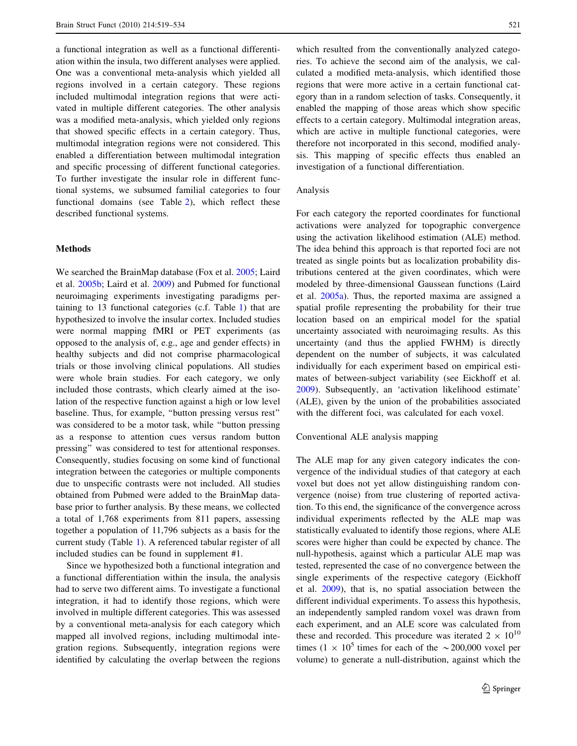a functional integration as well as a functional differentiation within the insula, two different analyses were applied. One was a conventional meta-analysis which yielded all regions involved in a certain category. These regions included multimodal integration regions that were activated in multiple different categories. The other analysis was a modified meta-analysis, which yielded only regions that showed specific effects in a certain category. Thus, multimodal integration regions were not considered. This enabled a differentiation between multimodal integration and specific processing of different functional categories. To further investigate the insular role in different functional systems, we subsumed familial categories to four functional domains (see Table 2), which reflect these described functional systems.

## Methods

We searched the BrainMap database (Fox et al. 2005; Laird et al. 2005b; Laird et al. 2009) and Pubmed for functional neuroimaging experiments investigating paradigms pertaining to 13 functional categories (c.f. Table 1) that are hypothesized to involve the insular cortex. Included studies were normal mapping fMRI or PET experiments (as opposed to the analysis of, e.g., age and gender effects) in healthy subjects and did not comprise pharmacological trials or those involving clinical populations. All studies were whole brain studies. For each category, we only included those contrasts, which clearly aimed at the isolation of the respective function against a high or low level baseline. Thus, for example, "button pressing versus rest" was considered to be a motor task, while "button pressing as a response to attention cues versus random button pressing" was considered to test for attentional responses. Consequently, studies focusing on some kind of functional integration between the categories or multiple components due to unspecific contrasts were not included. All studies obtained from Pubmed were added to the BrainMap database prior to further analysis. By these means, we collected a total of 1,768 experiments from 811 papers, assessing together a population of 11,796 subjects as a basis for the current study (Table 1). A referenced tabular register of all included studies can be found in supplement #1.

Since we hypothesized both a functional integration and a functional differentiation within the insula, the analysis had to serve two different aims. To investigate a functional integration, it had to identify those regions, which were involved in multiple different categories. This was assessed by a conventional meta-analysis for each category which mapped all involved regions, including multimodal integration regions. Subsequently, integration regions were identified by calculating the overlap between the regions which resulted from the conventionally analyzed categories. To achieve the second aim of the analysis, we calculated a modified meta-analysis, which identified those regions that were more active in a certain functional category than in a random selection of tasks. Consequently, it enabled the mapping of those areas which show specific effects to a certain category. Multimodal integration areas, which are active in multiple functional categories, were therefore not incorporated in this second, modified analysis. This mapping of specific effects thus enabled an investigation of a functional differentiation.

### Analysis

For each category the reported coordinates for functional activations were analyzed for topographic convergence using the activation likelihood estimation (ALE) method. The idea behind this approach is that reported foci are not treated as single points but as localization probability distributions centered at the given coordinates, which were modeled by three-dimensional Gaussean functions (Laird et al. 2005a). Thus, the reported maxima are assigned a spatial profile representing the probability for their true location based on an empirical model for the spatial uncertainty associated with neuroimaging results. As this uncertainty (and thus the applied FWHM) is directly dependent on the number of subjects, it was calculated individually for each experiment based on empirical estimates of between-subject variability (see Eickhoff et al. 2009). Subsequently, an 'activation likelihood estimate' (ALE), given by the union of the probabilities associated with the different foci, was calculated for each voxel.

### Conventional ALE analysis mapping

The ALE map for any given category indicates the convergence of the individual studies of that category at each voxel but does not yet allow distinguishing random convergence (noise) from true clustering of reported activation. To this end, the significance of the convergence across individual experiments reflected by the ALE map was statistically evaluated to identify those regions, where ALE scores were higher than could be expected by chance. The null-hypothesis, against which a particular ALE map was tested, represented the case of no convergence between the single experiments of the respective category (Eickhoff et al. 2009), that is, no spatial association between the different individual experiments. To assess this hypothesis, an independently sampled random voxel was drawn from each experiment, and an ALE score was calculated from these and recorded. This procedure was iterated $2 \times 10^{10}$ times ($1 \times 10^{5}$ times for each of the $\sim$200,000 voxel per volume) to generate a null-distribution, against which the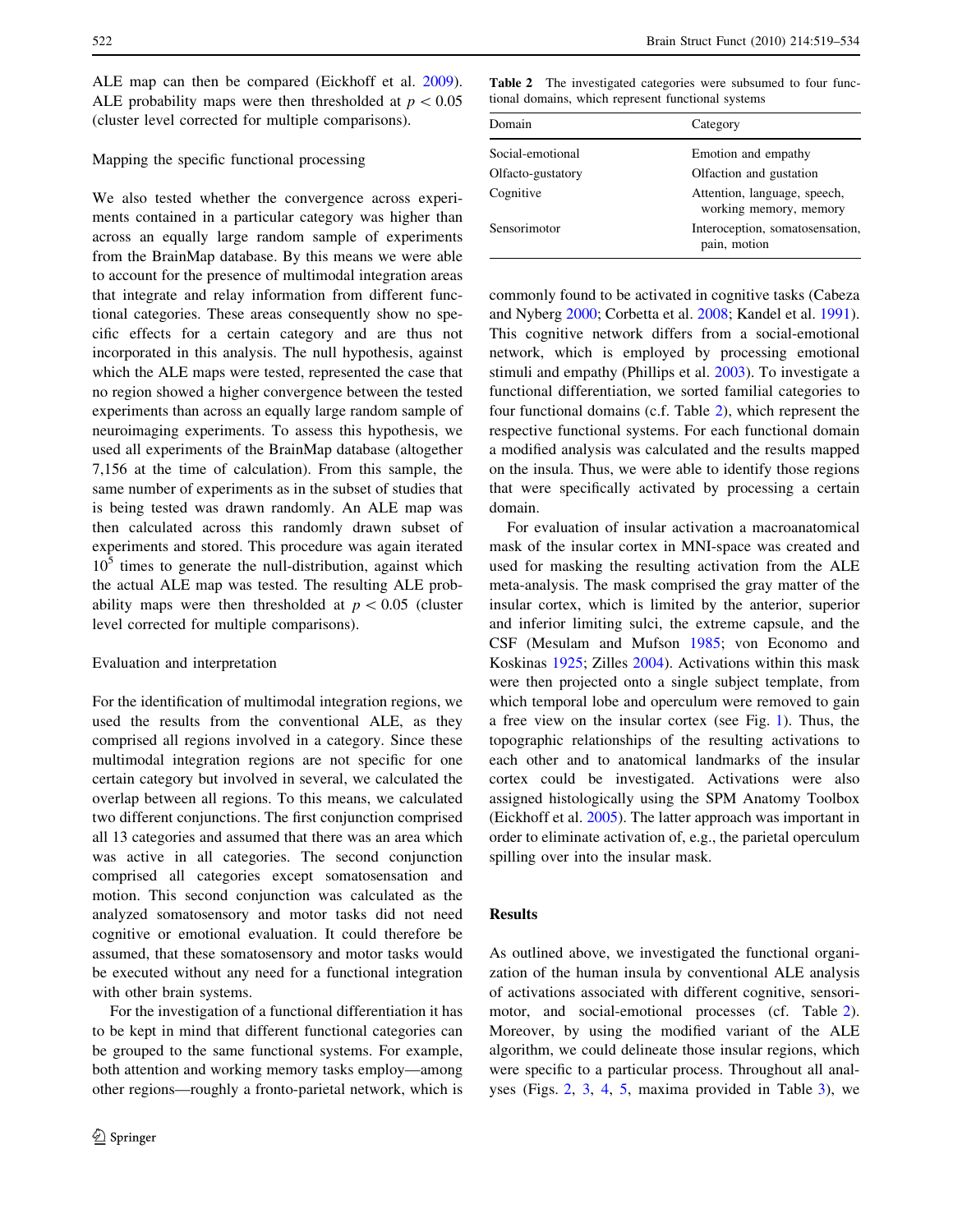ALE map can then be compared (Eickhoff et al. 2009). ALE probability maps were then thresholded at $p < 0.05$ (cluster level corrected for multiple comparisons).

### Mapping the specific functional processing

We also tested whether the convergence across experiments contained in a particular category was higher than across an equally large random sample of experiments from the BrainMap database. By this means we were able to account for the presence of multimodal integration areas that integrate and relay information from different functional categories. These areas consequently show no specific effects for a certain category and are thus not incorporated in this analysis. The null hypothesis, against which the ALE maps were tested, represented the case that no region showed a higher convergence between the tested experiments than across an equally large random sample of neuroimaging experiments. To assess this hypothesis, we used all experiments of the BrainMap database (altogether 7,156 at the time of calculation). From this sample, the same number of experiments as in the subset of studies that is being tested was drawn randomly. An ALE map was then calculated across this randomly drawn subset of experiments and stored. This procedure was again iterated $10^5$ times to generate the null-distribution, against which the actual ALE map was tested. The resulting ALE probability maps were then thresholded at $p < 0.05$ (cluster level corrected for multiple comparisons).

### Evaluation and interpretation

For the identification of multimodal integration regions, we used the results from the conventional ALE, as they comprised all regions involved in a category. Since these multimodal integration regions are not specific for one certain category but involved in several, we calculated the overlap between all regions. To this means, we calculated two different conjunctions. The first conjunction comprised all 13 categories and assumed that there was an area which was active in all categories. The second conjunction comprised all categories except somatosensation and motion. This second conjunction was calculated as the analyzed somatosensory and motor tasks did not need cognitive or emotional evaluation. It could therefore be assumed, that these somatosensory and motor tasks would be executed without any need for a functional integration with other brain systems.

For the investigation of a functional differentiation it has to be kept in mind that different functional categories can be grouped to the same functional systems. For example, both attention and working memory tasks employ—among other regions—roughly a fronto-parietal network, which is commonly found to be activated in cognitive tasks (Cabeza and Nyberg 2000; Corbetta et al. 2008; Kandel et al. 1991). This cognitive network differs from a social-emotional network, which is employed by processing emotional stimuli and empathy (Phillips et al. 2003). To investigate a functional differentiation, we sorted familial categories to four functional domains (c.f. Table 2), which represent the respective functional systems. For each functional domain a modified analysis was calculated and the results mapped on the insula. Thus, we were able to identify those regions that were specifically activated by processing a certain domain.

**Table 2** The investigated categories were subsumed to four functional domains, which represent functional systems

| Domain | Category |
|---|---|
| Social-emotional | Emotion and empathy |
| Olfacto-gustatory | Olfaction and gustation |
| Cognitive | Attention, language, speech, working memory, memory |
| Sensorimotor | Interoception, somatosensation, pain, motion |

For evaluation of insular activation a macroanatomical mask of the insular cortex in MNI-space was created and used for masking the resulting activation from the ALE meta-analysis. The mask comprised the gray matter of the insular cortex, which is limited by the anterior, superior and inferior limiting sulci, the extreme capsule, and the CSF (Mesulam and Mufson 1985; von Economo and Koskinas 1925; Zilles 2004). Activations within this mask were then projected onto a single subject template, from which temporal lobe and operculum were removed to gain a free view on the insular cortex (see Fig. 1). Thus, the topographic relationships of the resulting activations to each other and to anatomical landmarks of the insular cortex could be investigated. Activations were also assigned histologically using the SPM Anatomy Toolbox (Eickhoff et al. 2005). The latter approach was important in order to eliminate activation of, e.g., the parietal operculum spilling over into the insular mask.

## Results

As outlined above, we investigated the functional organization of the human insula by conventional ALE analysis of activations associated with different cognitive, sensorimotor, and social-emotional processes (cf. Table 2). Moreover, by using the modified variant of the ALE algorithm, we could delineate those insular regions, which were specific to a particular process. Throughout all analyses (Figs. 2, 3, 4, 5, maxima provided in Table 3), we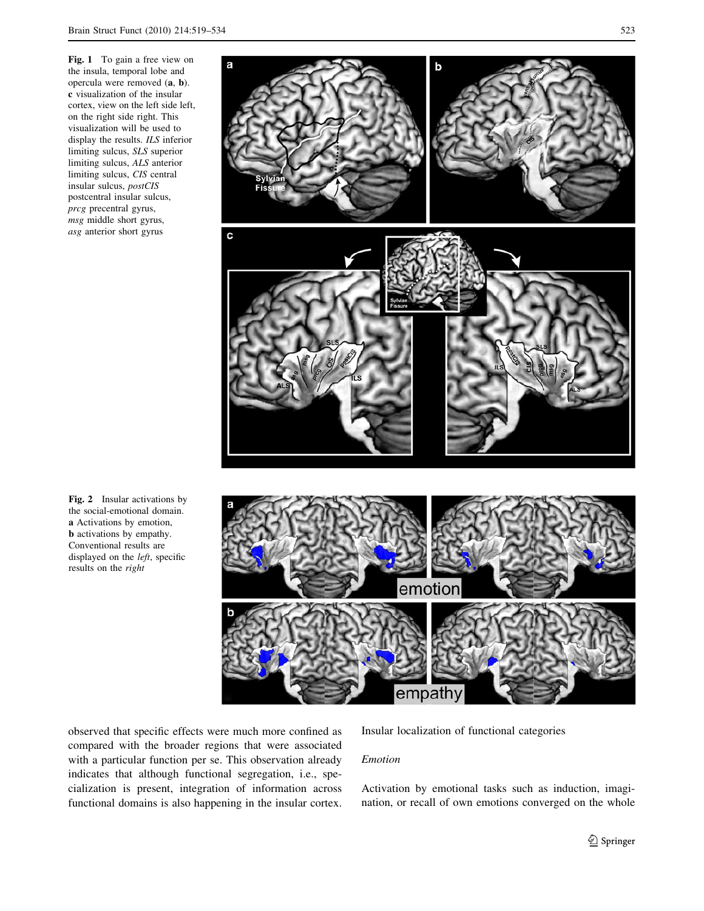**Fig. 1** To gain a free view on the insula, temporal lobe and opercula were removed (**a**, **b**). **c** visualization of the insular cortex, view on the left side left, on the right side right. This visualization will be used to display the results. *ILS* inferior limiting sulcus, *SLS* superior limiting sulcus, *ALS* anterior limiting sulcus, *CIS* central insular sulcus, *postCIS* postcentral insular sulcus, *prcg* precentral gyrus, *msg* middle short gyrus, *asg* anterior short gyrus

**Fig. 2** Insular activations by the social-emotional domain. **a** Activations by emotion, **b** activations by empathy. Conventional results are displayed on the *left*, specific results on the *right*

observed that specific effects were much more confined as compared with the broader regions that were associated with a particular function per se. This observation already indicates that although functional segregation, i.e., specialization is present, integration of information across functional domains is also happening in the insular cortex.

## Insular localization of functional categories

### *Emotion*

Activation by emotional tasks such as induction, imagination, or recall of own emotions converged on the whole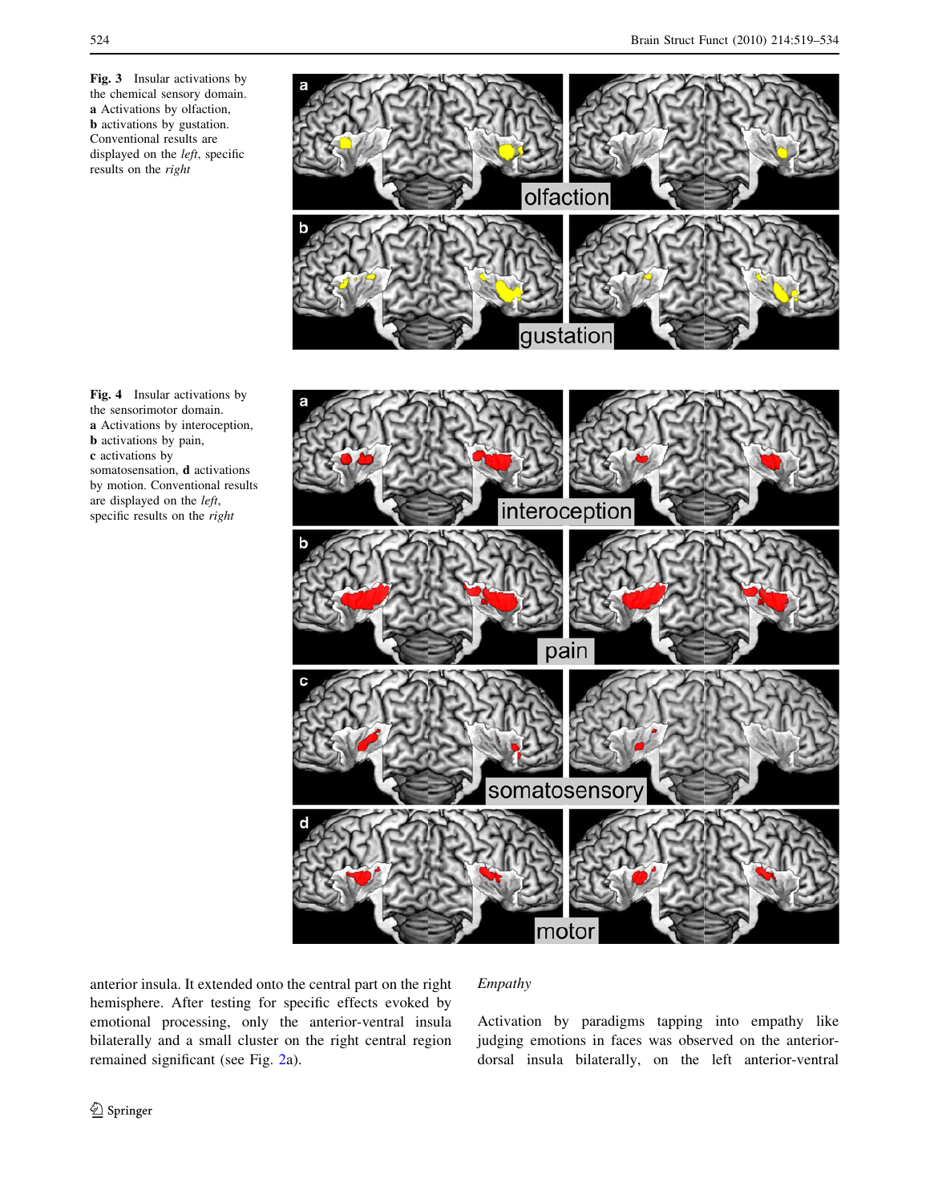**Fig. 3** Insular activations by the chemical sensory domain. **a** Activations by olfaction, **b** activations by gustation. Conventional results are displayed on the *left*, specific results on the *right*

**Fig. 4** Insular activations by the sensorimotor domain. **a** Activations by interoception, **b** activations by pain, **c** activations by somatosensation, **d** activations by motion. Conventional results are displayed on the *left*, specific results on the *right*

anterior insula. It extended onto the central part on the right hemisphere. After testing for specific effects evoked by emotional processing, only the anterior-ventral insula bilaterally and a small cluster on the right central region remained significant (see Fig. 2a).

### *Empathy*

Activation by paradigms tapping into empathy like judging emotions in faces was observed on the anterior-dorsal insula bilaterally, on the left anterior-ventral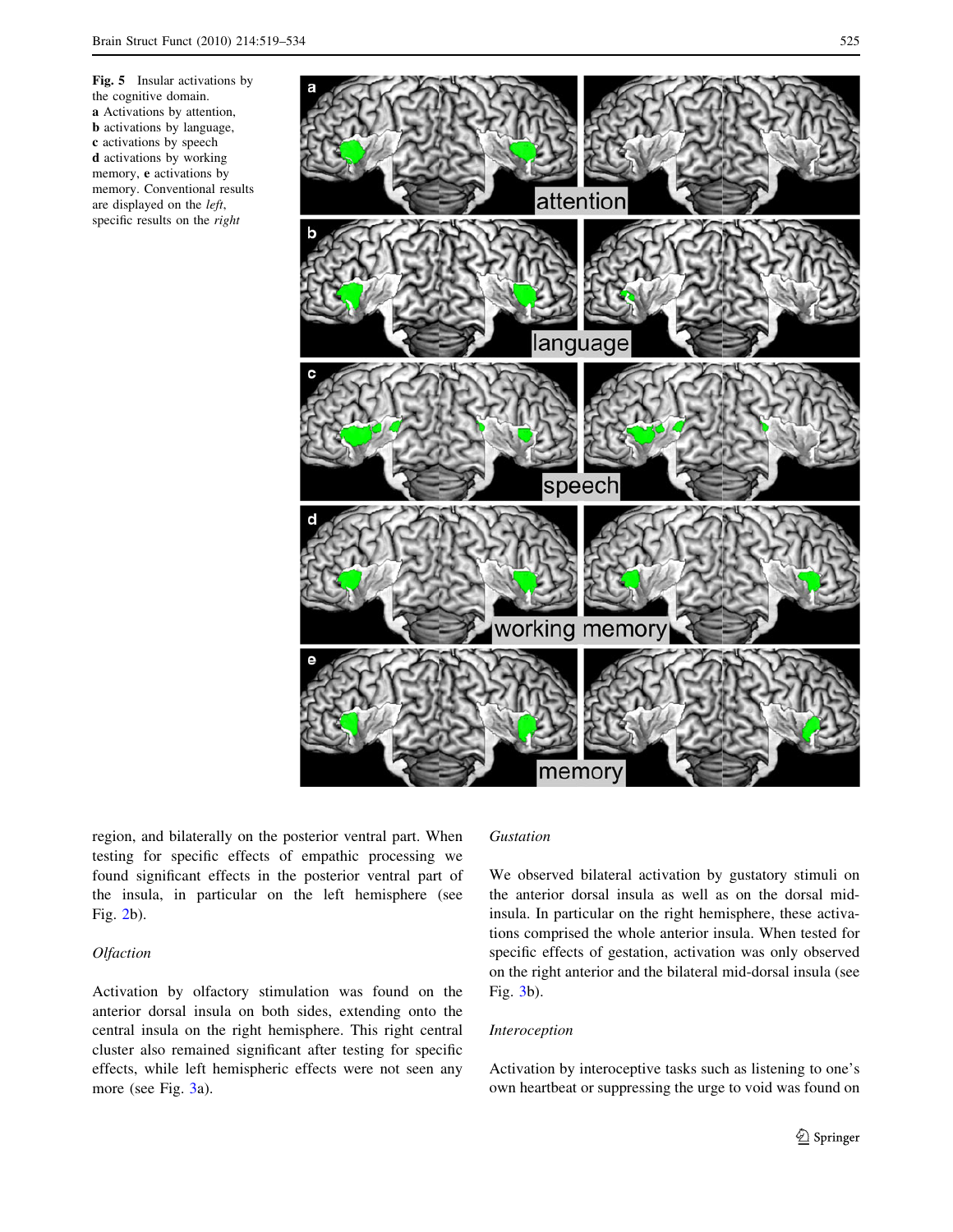**Fig. 5** Insular activations by the cognitive domain. **a** Activations by attention, **b** activations by language, **c** activations by speech **d** activations by working memory, **e** activations by memory. Conventional results are displayed on the *left*, specific results on the *right*

region, and bilaterally on the posterior ventral part. When testing for specific effects of empathic processing we found significant effects in the posterior ventral part of the insula, in particular on the left hemisphere (see Fig. 2b).

*Olfaction*

Activation by olfactory stimulation was found on the anterior dorsal insula on both sides, extending onto the central insula on the right hemisphere. This right central cluster also remained significant after testing for specific effects, while left hemispheric effects were not seen any more (see Fig. 3a).

*Gustation*

We observed bilateral activation by gustatory stimuli on the anterior dorsal insula as well as on the dorsal mid-insula. In particular on the right hemisphere, these activations comprised the whole anterior insula. When tested for specific effects of gestation, activation was only observed on the right anterior and the bilateral mid-dorsal insula (see Fig. 3b).

*Interoception*

Activation by interoceptive tasks such as listening to one's own heartbeat or suppressing the urge to void was found on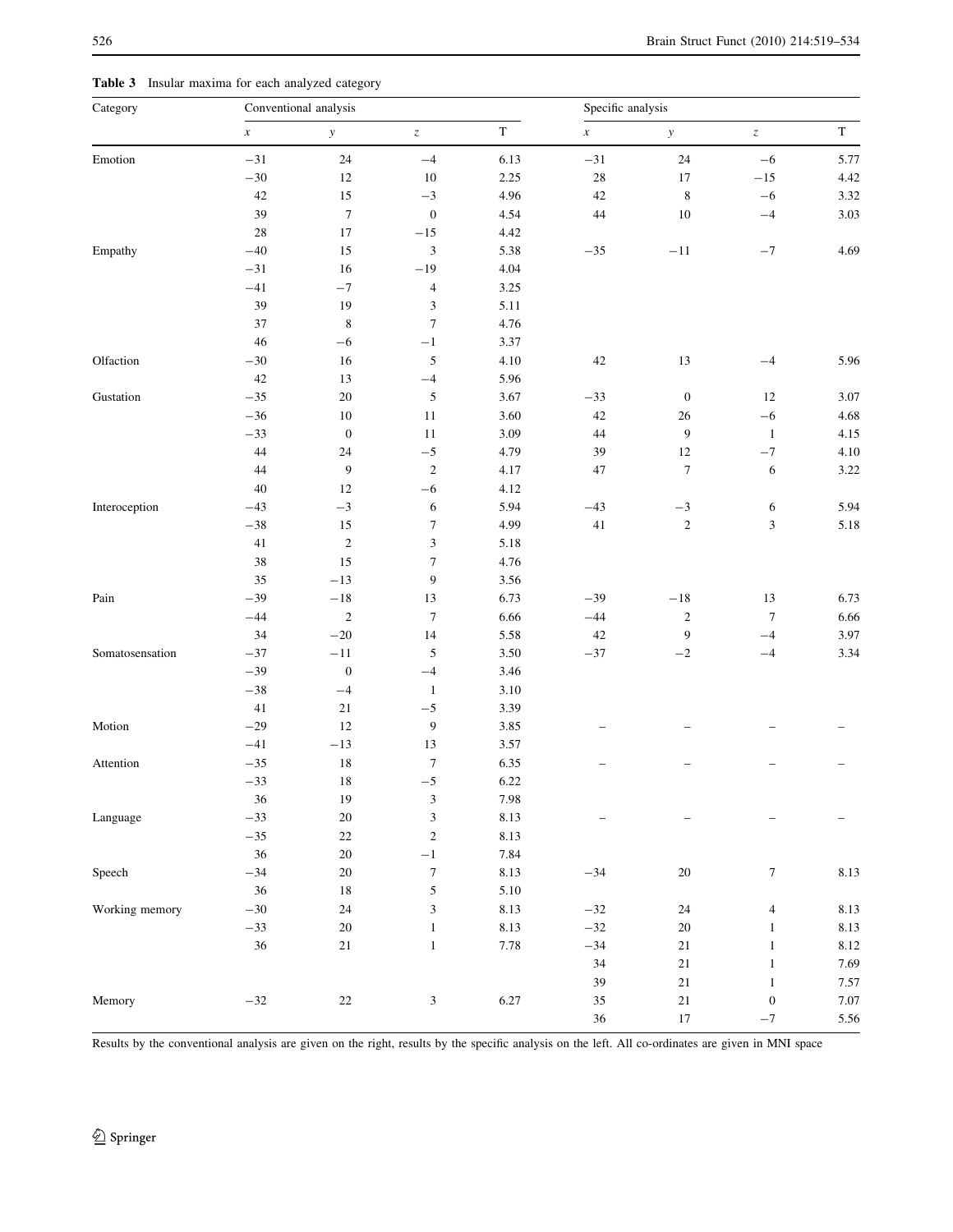**Table 3** Insular maxima for each analyzed category

| Category | Conventional analysis | | | | Specific analysis | | | |
|---|---|---|---|---|---|---|---|---|
| | *x* | *y* | *z* | T | *x* | *y* | *z* | T |
| Emotion | −31 | 24 | −4 | 6.13 | −31 | 24 | −6 | 5.77 |
| | −30 | 12 | 10 | 2.25 | 28 | 17 | −15 | 4.42 |
| | 42 | 15 | −3 | 4.96 | 42 | 8 | −6 | 3.32 |
| | 39 | 7 | 0 | 4.54 | 44 | 10 | −4 | 3.03 |
| | 28 | 17 | −15 | 4.42 | | | | |
| Empathy | −40 | 15 | 3 | 5.38 | −35 | −11 | −7 | 4.69 |
| | −31 | 16 | −19 | 4.04 | | | | |
| | −41 | −7 | 4 | 3.25 | | | | |
| | 39 | 19 | 3 | 5.11 | | | | |
| | 37 | 8 | 7 | 4.76 | | | | |
| | 46 | −6 | −1 | 3.37 | | | | |
| Olfaction | −30 | 16 | 5 | 4.10 | 42 | 13 | −4 | 5.96 |
| | 42 | 13 | −4 | 5.96 | | | | |
| Gustation | −35 | 20 | 5 | 3.67 | −33 | 0 | 12 | 3.07 |
| | −36 | 10 | 11 | 3.60 | 42 | 26 | −6 | 4.68 |
| | −33 | 0 | 11 | 3.09 | 44 | 9 | 1 | 4.15 |
| | 44 | 24 | −5 | 4.79 | 39 | 12 | −7 | 4.10 |
| | 44 | 9 | 2 | 4.17 | 47 | 7 | 6 | 3.22 |
| | 40 | 12 | −6 | 4.12 | | | | |
| Interoception | −43 | −3 | 6 | 5.94 | −43 | −3 | 6 | 5.94 |
| | −38 | 15 | 7 | 4.99 | 41 | 2 | 3 | 5.18 |
| | 41 | 2 | 3 | 5.18 | | | | |
| | 38 | 15 | 7 | 4.76 | | | | |
| | 35 | −13 | 9 | 3.56 | | | | |
| Pain | −39 | −18 | 13 | 6.73 | −39 | −18 | 13 | 6.73 |
| | −44 | 2 | 7 | 6.66 | −44 | 2 | 7 | 6.66 |
| | 34 | −20 | 14 | 5.58 | 42 | 9 | −4 | 3.97 |
| Somatosensation | −37 | −11 | 5 | 3.50 | −37 | −2 | −4 | 3.34 |
| | −39 | 0 | −4 | 3.46 | | | | |
| | −38 | −4 | 1 | 3.10 | | | | |
| | 41 | 21 | −5 | 3.39 | | | | |
| Motion | −29 | 12 | 9 | 3.85 | – | – | – | – |
| | −41 | −13 | 13 | 3.57 | | | | |
| Attention | −35 | 18 | 7 | 6.35 | – | – | – | – |
| | −33 | 18 | −5 | 6.22 | | | | |
| | 36 | 19 | 3 | 7.98 | | | | |
| Language | −33 | 20 | 3 | 8.13 | – | – | – | – |
| | −35 | 22 | 2 | 8.13 | | | | |
| | 36 | 20 | −1 | 7.84 | | | | |
| Speech | −34 | 20 | 7 | 8.13 | −34 | 20 | 7 | 8.13 |
| | 36 | 18 | 5 | 5.10 | | | | |
| Working memory | −30 | 24 | 3 | 8.13 | −32 | 24 | 4 | 8.13 |
| | −33 | 20 | 1 | 8.13 | −32 | 20 | 1 | 8.13 |
| | 36 | 21 | 1 | 7.78 | −34 | 21 | 1 | 8.12 |
| | | | | | 34 | 21 | 1 | 7.69 |
| | | | | | 39 | 21 | 1 | 7.57 |
| Memory | −32 | 22 | 3 | 6.27 | 35 | 21 | 0 | 7.07 |
| | | | | | 36 | 17 | −7 | 5.56 |

Results by the conventional analysis are given on the right, results by the specific analysis on the left. All co-ordinates are given in MNI space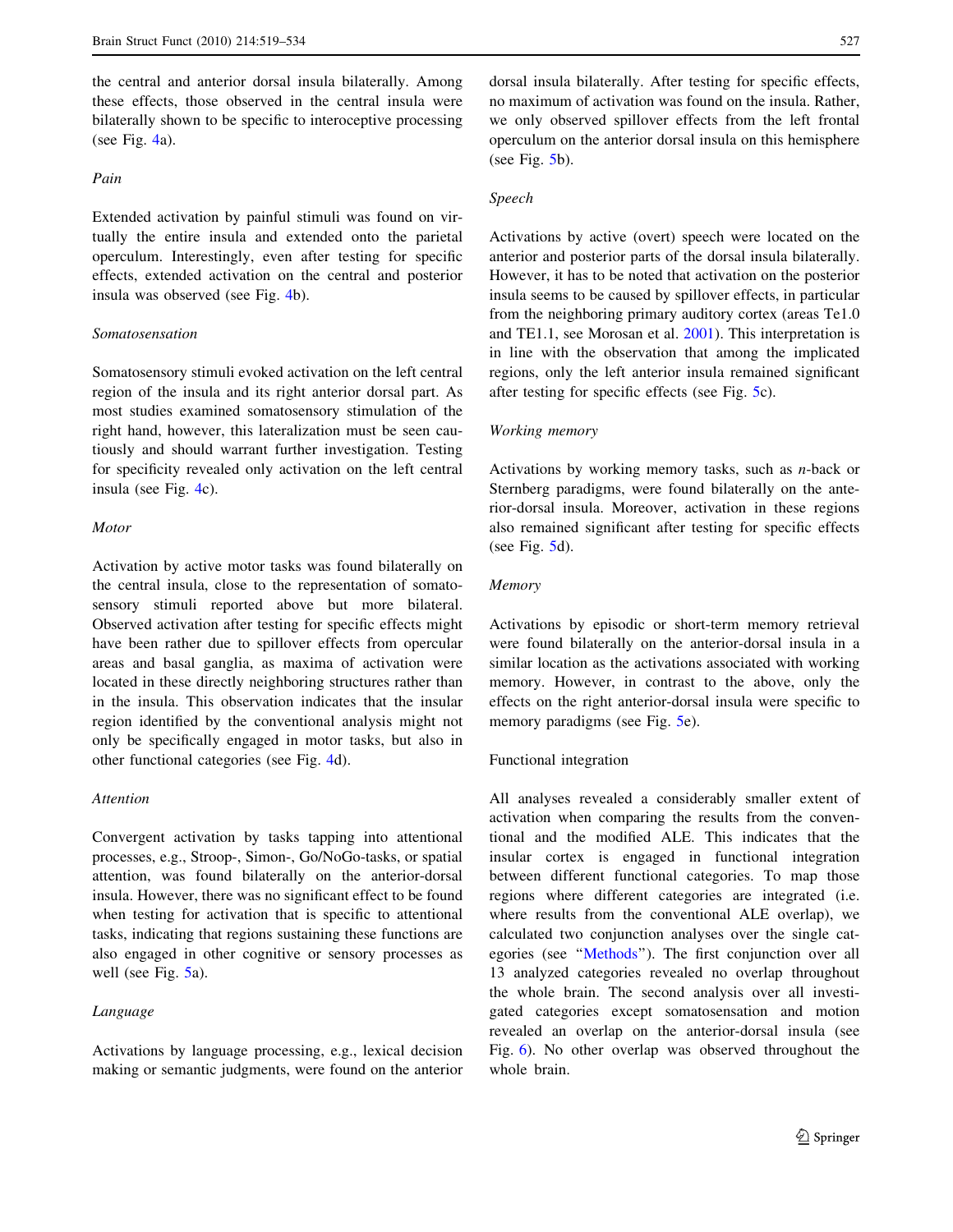the central and anterior dorsal insula bilaterally. Among these effects, those observed in the central insula were bilaterally shown to be specific to interoceptive processing (see Fig. 4a).

#### *Pain*

Extended activation by painful stimuli was found on virtually the entire insula and extended onto the parietal operculum. Interestingly, even after testing for specific effects, extended activation on the central and posterior insula was observed (see Fig. 4b).

#### *Somatosensation*

Somatosensory stimuli evoked activation on the left central region of the insula and its right anterior dorsal part. As most studies examined somatosensory stimulation of the right hand, however, this lateralization must be seen cautiously and should warrant further investigation. Testing for specificity revealed only activation on the left central insula (see Fig. 4c).

#### *Motor*

Activation by active motor tasks was found bilaterally on the central insula, close to the representation of somatosensory stimuli reported above but more bilateral. Observed activation after testing for specific effects might have been rather due to spillover effects from opercular areas and basal ganglia, as maxima of activation were located in these directly neighboring structures rather than in the insula. This observation indicates that the insular region identified by the conventional analysis might not only be specifically engaged in motor tasks, but also in other functional categories (see Fig. 4d).

#### *Attention*

Convergent activation by tasks tapping into attentional processes, e.g., Stroop-, Simon-, Go/NoGo-tasks, or spatial attention, was found bilaterally on the anterior-dorsal insula. However, there was no significant effect to be found when testing for activation that is specific to attentional tasks, indicating that regions sustaining these functions are also engaged in other cognitive or sensory processes as well (see Fig. 5a).

#### *Language*

Activations by language processing, e.g., lexical decision making or semantic judgments, were found on the anterior dorsal insula bilaterally. After testing for specific effects, no maximum of activation was found on the insula. Rather, we only observed spillover effects from the left frontal operculum on the anterior dorsal insula on this hemisphere (see Fig. 5b).

#### *Speech*

Activations by active (overt) speech were located on the anterior and posterior parts of the dorsal insula bilaterally. However, it has to be noted that activation on the posterior insula seems to be caused by spillover effects, in particular from the neighboring primary auditory cortex (areas Te1.0 and TE1.1, see Morosan et al. 2001). This interpretation is in line with the observation that among the implicated regions, only the left anterior insula remained significant after testing for specific effects (see Fig. 5c).

#### *Working memory*

Activations by working memory tasks, such as *n*-back or Sternberg paradigms, were found bilaterally on the anterior-dorsal insula. Moreover, activation in these regions also remained significant after testing for specific effects (see Fig. 5d).

#### *Memory*

Activations by episodic or short-term memory retrieval were found bilaterally on the anterior-dorsal insula in a similar location as the activations associated with working memory. However, in contrast to the above, only the effects on the right anterior-dorsal insula were specific to memory paradigms (see Fig. 5e).

### Functional integration

All analyses revealed a considerably smaller extent of activation when comparing the results from the conventional and the modified ALE. This indicates that the insular cortex is engaged in functional integration between different functional categories. To map those regions where different categories are integrated (i.e. where results from the conventional ALE overlap), we calculated two conjunction analyses over the single categories (see "Methods"). The first conjunction over all 13 analyzed categories revealed no overlap throughout the whole brain. The second analysis over all investigated categories except somatosensation and motion revealed an overlap on the anterior-dorsal insula (see Fig. 6). No other overlap was observed throughout the whole brain.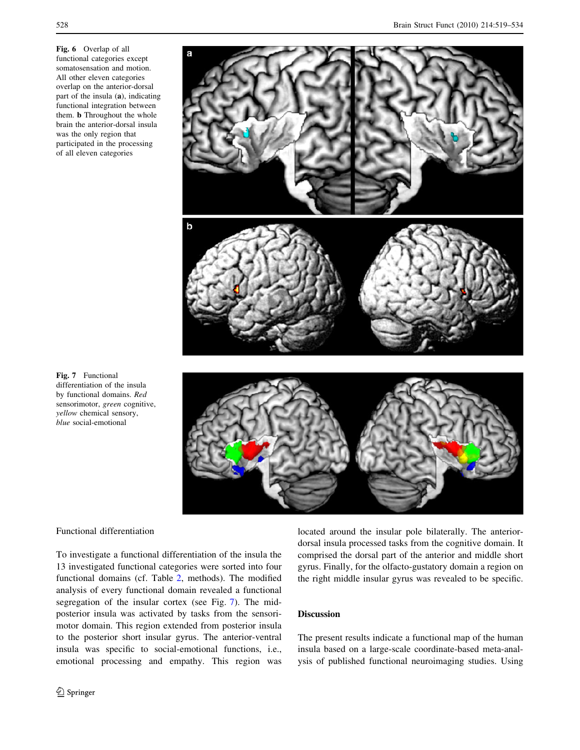**Fig. 6** Overlap of all functional categories except somatosensation and motion. All other eleven categories overlap on the anterior-dorsal part of the insula (**a**), indicating functional integration between them. **b** Throughout the whole brain the anterior-dorsal insula was the only region that participated in the processing of all eleven categories

**Fig. 7** Functional differentiation of the insula by functional domains. *Red* sensorimotor, *green* cognitive, *yellow* chemical sensory, *blue* social-emotional

Functional differentiation

To investigate a functional differentiation of the insula the 13 investigated functional categories were sorted into four functional domains (cf. Table 2, methods). The modified analysis of every functional domain revealed a functional segregation of the insular cortex (see Fig. 7). The mid-posterior insula was activated by tasks from the sensorimotor domain. This region extended from posterior insula to the posterior short insular gyrus. The anterior-ventral insula was specific to social-emotional functions, i.e., emotional processing and empathy. This region was located around the insular pole bilaterally. The anterior-dorsal insula processed tasks from the cognitive domain. It comprised the dorsal part of the anterior and middle short gyrus. Finally, for the olfacto-gustatory domain a region on the right middle insular gyrus was revealed to be specific.

## Discussion

The present results indicate a functional map of the human insula based on a large-scale coordinate-based meta-analysis of published functional neuroimaging studies. Using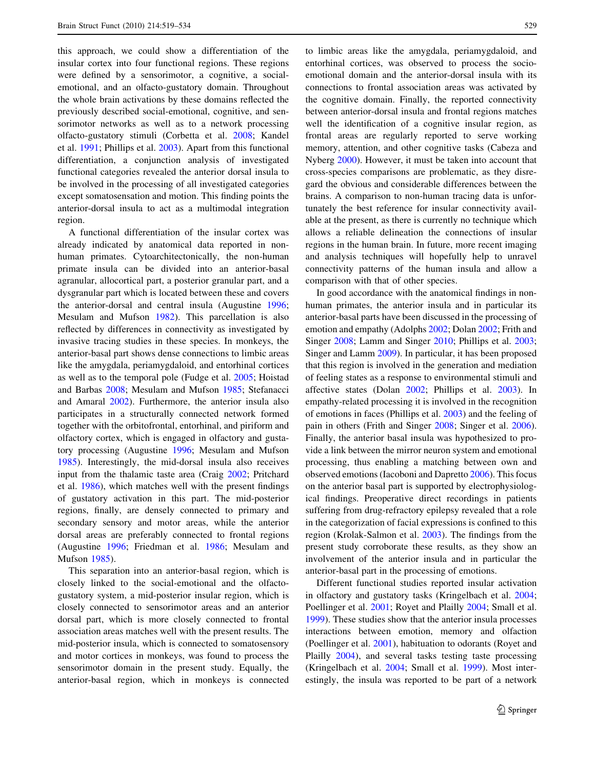this approach, we could show a differentiation of the insular cortex into four functional regions. These regions were defined by a sensorimotor, a cognitive, a social-emotional, and an olfacto-gustatory domain. Throughout the whole brain activations by these domains reflected the previously described social-emotional, cognitive, and sensorimotor networks as well as to a network processing olfacto-gustatory stimuli (Corbetta et al. 2008; Kandel et al. 1991; Phillips et al. 2003). Apart from this functional differentiation, a conjunction analysis of investigated functional categories revealed the anterior dorsal insula to be involved in the processing of all investigated categories except somatosensation and motion. This finding points the anterior-dorsal insula to act as a multimodal integration region.

A functional differentiation of the insular cortex was already indicated by anatomical data reported in non-human primates. Cytoarchitectonically, the non-human primate insula can be divided into an anterior-basal agranular, allocortical part, a posterior granular part, and a dysgranular part which is located between these and covers the anterior-dorsal and central insula (Augustine 1996; Mesulam and Mufson 1982). This parcellation is also reflected by differences in connectivity as investigated by invasive tracing studies in these species. In monkeys, the anterior-basal part shows dense connections to limbic areas like the amygdala, periamygdaloid, and entorhinal cortices as well as to the temporal pole (Fudge et al. 2005; Hoistad and Barbas 2008; Mesulam and Mufson 1985; Stefanacci and Amaral 2002). Furthermore, the anterior insula also participates in a structurally connected network formed together with the orbitofrontal, entorhinal, and piriform and olfactory cortex, which is engaged in olfactory and gustatory processing (Augustine 1996; Mesulam and Mufson 1985). Interestingly, the mid-dorsal insula also receives input from the thalamic taste area (Craig 2002; Pritchard et al. 1986), which matches well with the present findings of gustatory activation in this part. The mid-posterior regions, finally, are densely connected to primary and secondary sensory and motor areas, while the anterior dorsal areas are preferably connected to frontal regions (Augustine 1996; Friedman et al. 1986; Mesulam and Mufson 1985).

This separation into an anterior-basal region, which is closely linked to the social-emotional and the olfacto-gustatory system, a mid-posterior insular region, which is closely connected to sensorimotor areas and an anterior dorsal part, which is more closely connected to frontal association areas matches well with the present results. The mid-posterior insula, which is connected to somatosensory and motor cortices in monkeys, was found to process the sensorimotor domain in the present study. Equally, the anterior-basal region, which in monkeys is connected to limbic areas like the amygdala, periamygdaloid, and entorhinal cortices, was observed to process the socio-emotional domain and the anterior-dorsal insula with its connections to frontal association areas was activated by the cognitive domain. Finally, the reported connectivity between anterior-dorsal insula and frontal regions matches well the identification of a cognitive insular region, as frontal areas are regularly reported to serve working memory, attention, and other cognitive tasks (Cabeza and Nyberg 2000). However, it must be taken into account that cross-species comparisons are problematic, as they disregard the obvious and considerable differences between the brains. A comparison to non-human tracing data is unfortunately the best reference for insular connectivity available at the present, as there is currently no technique which allows a reliable delineation the connections of insular regions in the human brain. In future, more recent imaging and analysis techniques will hopefully help to unravel connectivity patterns of the human insula and allow a comparison with that of other species.

In good accordance with the anatomical findings in non-human primates, the anterior insula and in particular its anterior-basal parts have been discussed in the processing of emotion and empathy (Adolphs 2002; Dolan 2002; Frith and Singer 2008; Lamm and Singer 2010; Phillips et al. 2003; Singer and Lamm 2009). In particular, it has been proposed that this region is involved in the generation and mediation of feeling states as a response to environmental stimuli and affective states (Dolan 2002; Phillips et al. 2003). In empathy-related processing it is involved in the recognition of emotions in faces (Phillips et al. 2003) and the feeling of pain in others (Frith and Singer 2008; Singer et al. 2006). Finally, the anterior basal insula was hypothesized to provide a link between the mirror neuron system and emotional processing, thus enabling a matching between own and observed emotions (Iacoboni and Dapretto 2006). This focus on the anterior basal part is supported by electrophysiological findings. Preoperative direct recordings in patients suffering from drug-refractory epilepsy revealed that a role in the categorization of facial expressions is confined to this region (Krolak-Salmon et al. 2003). The findings from the present study corroborate these results, as they show an involvement of the anterior insula and in particular the anterior-basal part in the processing of emotions.

Different functional studies reported insular activation in olfactory and gustatory tasks (Kringelbach et al. 2004; Poellinger et al. 2001; Royet and Plailly 2004; Small et al. 1999). These studies show that the anterior insula processes interactions between emotion, memory and olfaction (Poellinger et al. 2001), habituation to odorants (Royet and Plailly 2004), and several tasks testing taste processing (Kringelbach et al. 2004; Small et al. 1999). Most interestingly, the insula was reported to be part of a network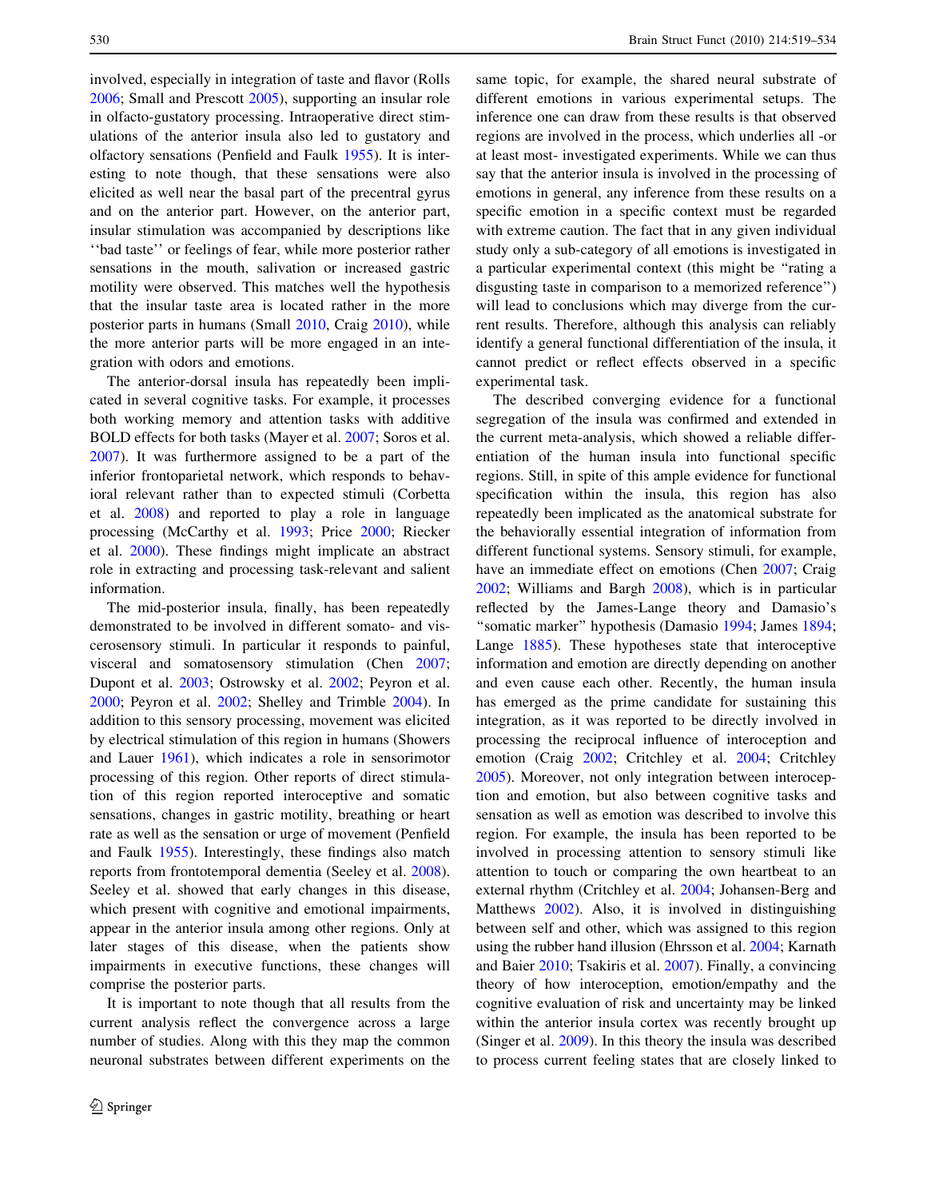involved, especially in integration of taste and flavor (Rolls 2006; Small and Prescott 2005), supporting an insular role in olfacto-gustatory processing. Intraoperative direct stimulations of the anterior insula also led to gustatory and olfactory sensations (Penfield and Faulk 1955). It is interesting to note though, that these sensations were also elicited as well near the basal part of the precentral gyrus and on the anterior part. However, on the anterior part, insular stimulation was accompanied by descriptions like ''bad taste'' or feelings of fear, while more posterior rather sensations in the mouth, salivation or increased gastric motility were observed. This matches well the hypothesis that the insular taste area is located rather in the more posterior parts in humans (Small 2010, Craig 2010), while the more anterior parts will be more engaged in an integration with odors and emotions.

The anterior-dorsal insula has repeatedly been implicated in several cognitive tasks. For example, it processes both working memory and attention tasks with additive BOLD effects for both tasks (Mayer et al. 2007; Soros et al. 2007). It was furthermore assigned to be a part of the inferior frontoparietal network, which responds to behavioral relevant rather than to expected stimuli (Corbetta et al. 2008) and reported to play a role in language processing (McCarthy et al. 1993; Price 2000; Riecker et al. 2000). These findings might implicate an abstract role in extracting and processing task-relevant and salient information.

The mid-posterior insula, finally, has been repeatedly demonstrated to be involved in different somato- and viscerosensory stimuli. In particular it responds to painful, visceral and somatosensory stimulation (Chen 2007; Dupont et al. 2003; Ostrowsky et al. 2002; Peyron et al. 2000; Peyron et al. 2002; Shelley and Trimble 2004). In addition to this sensory processing, movement was elicited by electrical stimulation of this region in humans (Showers and Lauer 1961), which indicates a role in sensorimotor processing of this region. Other reports of direct stimulation of this region reported interoceptive and somatic sensations, changes in gastric motility, breathing or heart rate as well as the sensation or urge of movement (Penfield and Faulk 1955). Interestingly, these findings also match reports from frontotemporal dementia (Seeley et al. 2008). Seeley et al. showed that early changes in this disease, which present with cognitive and emotional impairments, appear in the anterior insula among other regions. Only at later stages of this disease, when the patients show impairments in executive functions, these changes will comprise the posterior parts.

It is important to note though that all results from the current analysis reflect the convergence across a large number of studies. Along with this they map the common neuronal substrates between different experiments on the same topic, for example, the shared neural substrate of different emotions in various experimental setups. The inference one can draw from these results is that observed regions are involved in the process, which underlies all -or at least most- investigated experiments. While we can thus say that the anterior insula is involved in the processing of emotions in general, any inference from these results on a specific emotion in a specific context must be regarded with extreme caution. The fact that in any given individual study only a sub-category of all emotions is investigated in a particular experimental context (this might be "rating a disgusting taste in comparison to a memorized reference'') will lead to conclusions which may diverge from the current results. Therefore, although this analysis can reliably identify a general functional differentiation of the insula, it cannot predict or reflect effects observed in a specific experimental task.

The described converging evidence for a functional segregation of the insula was confirmed and extended in the current meta-analysis, which showed a reliable differentiation of the human insula into functional specific regions. Still, in spite of this ample evidence for functional specification within the insula, this region has also repeatedly been implicated as the anatomical substrate for the behaviorally essential integration of information from different functional systems. Sensory stimuli, for example, have an immediate effect on emotions (Chen 2007; Craig 2002; Williams and Bargh 2008), which is in particular reflected by the James-Lange theory and Damasio's "somatic marker" hypothesis (Damasio 1994; James 1894; Lange 1885). These hypotheses state that interoceptive information and emotion are directly depending on another and even cause each other. Recently, the human insula has emerged as the prime candidate for sustaining this integration, as it was reported to be directly involved in processing the reciprocal influence of interoception and emotion (Craig 2002; Critchley et al. 2004; Critchley 2005). Moreover, not only integration between interoception and emotion, but also between cognitive tasks and sensation as well as emotion was described to involve this region. For example, the insula has been reported to be involved in processing attention to sensory stimuli like attention to touch or comparing the own heartbeat to an external rhythm (Critchley et al. 2004; Johansen-Berg and Matthews 2002). Also, it is involved in distinguishing between self and other, which was assigned to this region using the rubber hand illusion (Ehrsson et al. 2004; Karnath and Baier 2010; Tsakiris et al. 2007). Finally, a convincing theory of how interoception, emotion/empathy and the cognitive evaluation of risk and uncertainty may be linked within the anterior insula cortex was recently brought up (Singer et al. 2009). In this theory the insula was described to process current feeling states that are closely linked to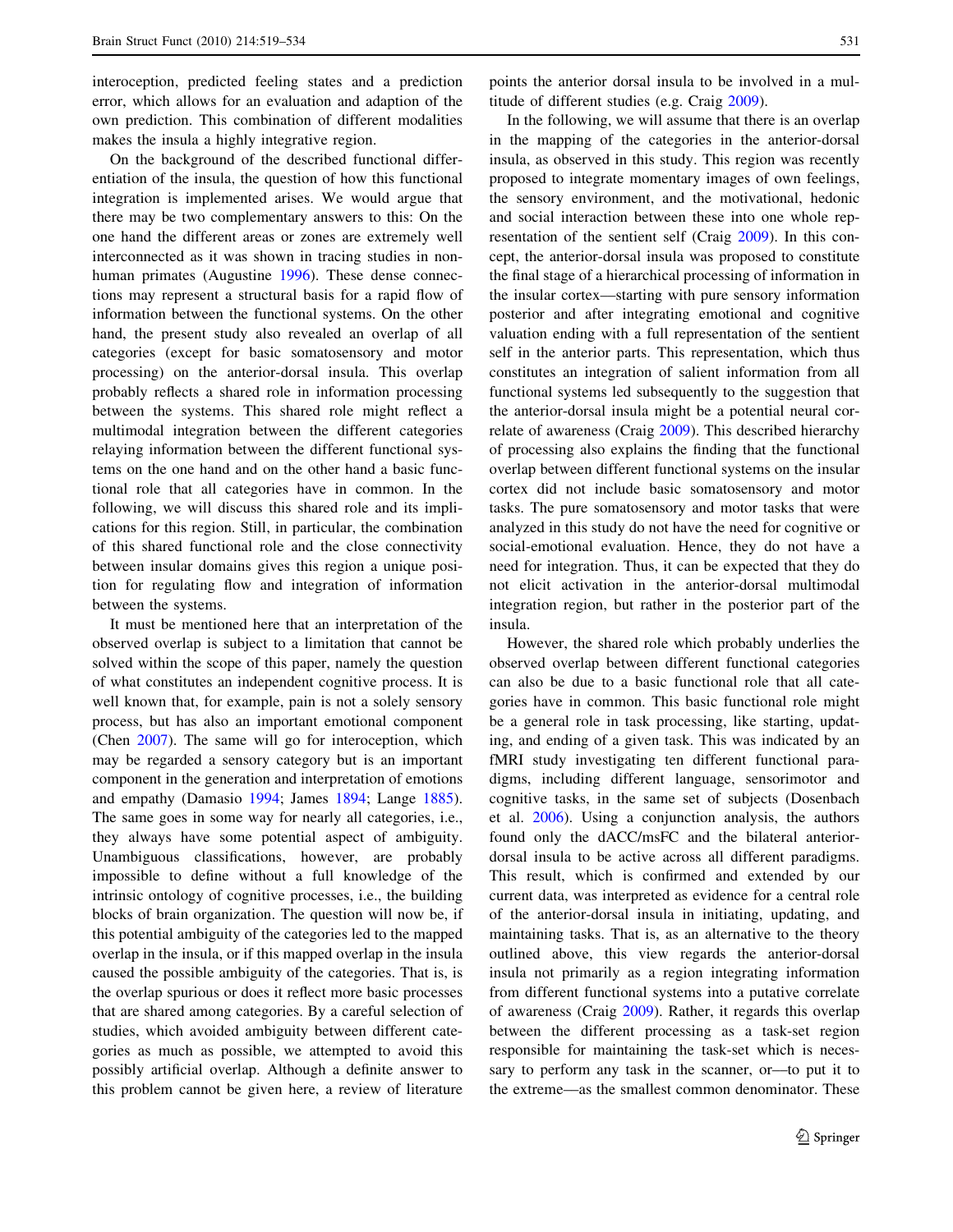interoception, predicted feeling states and a prediction error, which allows for an evaluation and adaption of the own prediction. This combination of different modalities makes the insula a highly integrative region.

On the background of the described functional differentiation of the insula, the question of how this functional integration is implemented arises. We would argue that there may be two complementary answers to this: On the one hand the different areas or zones are extremely well interconnected as it was shown in tracing studies in non-human primates (Augustine 1996). These dense connections may represent a structural basis for a rapid flow of information between the functional systems. On the other hand, the present study also revealed an overlap of all categories (except for basic somatosensory and motor processing) on the anterior-dorsal insula. This overlap probably reflects a shared role in information processing between the systems. This shared role might reflect a multimodal integration between the different categories relaying information between the different functional systems on the one hand and on the other hand a basic functional role that all categories have in common. In the following, we will discuss this shared role and its implications for this region. Still, in particular, the combination of this shared functional role and the close connectivity between insular domains gives this region a unique position for regulating flow and integration of information between the systems.

It must be mentioned here that an interpretation of the observed overlap is subject to a limitation that cannot be solved within the scope of this paper, namely the question of what constitutes an independent cognitive process. It is well known that, for example, pain is not a solely sensory process, but has also an important emotional component (Chen 2007). The same will go for interoception, which may be regarded a sensory category but is an important component in the generation and interpretation of emotions and empathy (Damasio 1994; James 1894; Lange 1885). The same goes in some way for nearly all categories, i.e., they always have some potential aspect of ambiguity. Unambiguous classifications, however, are probably impossible to define without a full knowledge of the intrinsic ontology of cognitive processes, i.e., the building blocks of brain organization. The question will now be, if this potential ambiguity of the categories led to the mapped overlap in the insula, or if this mapped overlap in the insula caused the possible ambiguity of the categories. That is, is the overlap spurious or does it reflect more basic processes that are shared among categories. By a careful selection of studies, which avoided ambiguity between different categories as much as possible, we attempted to avoid this possibly artificial overlap. Although a definite answer to this problem cannot be given here, a review of literature points the anterior dorsal insula to be involved in a multitude of different studies (e.g. Craig 2009).

In the following, we will assume that there is an overlap in the mapping of the categories in the anterior-dorsal insula, as observed in this study. This region was recently proposed to integrate momentary images of own feelings, the sensory environment, and the motivational, hedonic and social interaction between these into one whole representation of the sentient self (Craig 2009). In this concept, the anterior-dorsal insula was proposed to constitute the final stage of a hierarchical processing of information in the insular cortex—starting with pure sensory information posterior and after integrating emotional and cognitive valuation ending with a full representation of the sentient self in the anterior parts. This representation, which thus constitutes an integration of salient information from all functional systems led subsequently to the suggestion that the anterior-dorsal insula might be a potential neural correlate of awareness (Craig 2009). This described hierarchy of processing also explains the finding that the functional overlap between different functional systems on the insular cortex did not include basic somatosensory and motor tasks. The pure somatosensory and motor tasks that were analyzed in this study do not have the need for cognitive or social-emotional evaluation. Hence, they do not have a need for integration. Thus, it can be expected that they do not elicit activation in the anterior-dorsal multimodal integration region, but rather in the posterior part of the insula.

However, the shared role which probably underlies the observed overlap between different functional categories can also be due to a basic functional role that all categories have in common. This basic functional role might be a general role in task processing, like starting, updating, and ending of a given task. This was indicated by an fMRI study investigating ten different functional paradigms, including different language, sensorimotor and cognitive tasks, in the same set of subjects (Dosenbach et al. 2006). Using a conjunction analysis, the authors found only the dACC/msFC and the bilateral anterior-dorsal insula to be active across all different paradigms. This result, which is confirmed and extended by our current data, was interpreted as evidence for a central role of the anterior-dorsal insula in initiating, updating, and maintaining tasks. That is, as an alternative to the theory outlined above, this view regards the anterior-dorsal insula not primarily as a region integrating information from different functional systems into a putative correlate of awareness (Craig 2009). Rather, it regards this overlap between the different processing as a task-set region responsible for maintaining the task-set which is necessary to perform any task in the scanner, or—to put it to the extreme—as the smallest common denominator. These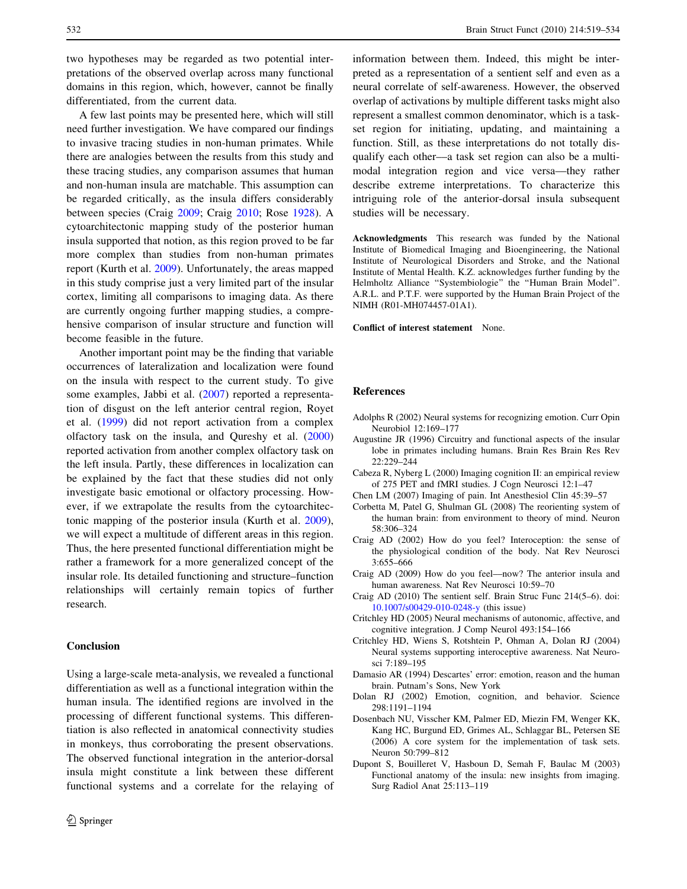two hypotheses may be regarded as two potential interpretations of the observed overlap across many functional domains in this region, which, however, cannot be finally differentiated, from the current data.

A few last points may be presented here, which will still need further investigation. We have compared our findings to invasive tracing studies in non-human primates. While there are analogies between the results from this study and these tracing studies, any comparison assumes that human and non-human insula are matchable. This assumption can be regarded critically, as the insula differs considerably between species (Craig 2009; Craig 2010; Rose 1928). A cytoarchitectonic mapping study of the posterior human insula supported that notion, as this region proved to be far more complex than studies from non-human primates report (Kurth et al. 2009). Unfortunately, the areas mapped in this study comprise just a very limited part of the insular cortex, limiting all comparisons to imaging data. As there are currently ongoing further mapping studies, a comprehensive comparison of insular structure and function will become feasible in the future.

Another important point may be the finding that variable occurrences of lateralization and localization were found on the insula with respect to the current study. To give some examples, Jabbi et al. (2007) reported a representation of disgust on the left anterior central region, Royet et al. (1999) did not report activation from a complex olfactory task on the insula, and Qureshy et al. (2000) reported activation from another complex olfactory task on the left insula. Partly, these differences in localization can be explained by the fact that these studies did not only investigate basic emotional or olfactory processing. However, if we extrapolate the results from the cytoarchitectonic mapping of the posterior insula (Kurth et al. 2009), we will expect a multitude of different areas in this region. Thus, the here presented functional differentiation might be rather a framework for a more generalized concept of the insular role. Its detailed functioning and structure–function relationships will certainly remain topics of further research.

## Conclusion

Using a large-scale meta-analysis, we revealed a functional differentiation as well as a functional integration within the human insula. The identified regions are involved in the processing of different functional systems. This differentiation is also reflected in anatomical connectivity studies in monkeys, thus corroborating the present observations. The observed functional integration in the anterior-dorsal insula might constitute a link between these different functional systems and a correlate for the relaying of information between them. Indeed, this might be interpreted as a representation of a sentient self and even as a neural correlate of self-awareness. However, the observed overlap of activations by multiple different tasks might also represent a smallest common denominator, which is a task-set region for initiating, updating, and maintaining a function. Still, as these interpretations do not totally disqualify each other—a task set region can also be a multimodal integration region and vice versa—they rather describe extreme interpretations. To characterize this intriguing role of the anterior-dorsal insula subsequent studies will be necessary.

**Acknowledgments** This research was funded by the National Institute of Biomedical Imaging and Bioengineering, the National Institute of Neurological Disorders and Stroke, and the National Institute of Mental Health. K.Z. acknowledges further funding by the Helmholtz Alliance "Systembiologie" the "Human Brain Model". A.R.L. and P.T.F. were supported by the Human Brain Project of the NIMH (R01-MH074457-01A1).

**Conflict of interest statement** None.

## References

- Adolphs R (2002) Neural systems for recognizing emotion. Curr Opin Neurobiol 12:169–177
- Augustine JR (1996) Circuitry and functional aspects of the insular lobe in primates including humans. Brain Res Brain Res Rev 22:229–244
- Cabeza R, Nyberg L (2000) Imaging cognition II: an empirical review of 275 PET and fMRI studies. J Cogn Neurosci 12:1–47
- Chen LM (2007) Imaging of pain. Int Anesthesiol Clin 45:39–57
- Corbetta M, Patel G, Shulman GL (2008) The reorienting system of the human brain: from environment to theory of mind. Neuron 58:306–324
- Craig AD (2002) How do you feel? Interoception: the sense of the physiological condition of the body. Nat Rev Neurosci 3:655–666
- Craig AD (2009) How do you feel—now? The anterior insula and human awareness. Nat Rev Neurosci 10:59–70
- Craig AD (2010) The sentient self. Brain Struc Func 214(5–6). doi: 10.1007/s00429-010-0248-y (this issue)
- Critchley HD (2005) Neural mechanisms of autonomic, affective, and cognitive integration. J Comp Neurol 493:154–166
- Critchley HD, Wiens S, Rotshtein P, Ohman A, Dolan RJ (2004) Neural systems supporting interoceptive awareness. Nat Neurosci 7:189–195
- Damasio AR (1994) Descartes' error: emotion, reason and the human brain. Putnam's Sons, New York
- Dolan RJ (2002) Emotion, cognition, and behavior. Science 298:1191–1194
- Dosenbach NU, Visscher KM, Palmer ED, Miezin FM, Wenger KK, Kang HC, Burgund ED, Grimes AL, Schlaggar BL, Petersen SE (2006) A core system for the implementation of task sets. Neuron 50:799–812
- Dupont S, Bouilleret V, Hasboun D, Semah F, Baulac M (2003) Functional anatomy of the insula: new insights from imaging. Surg Radiol Anat 25:113–119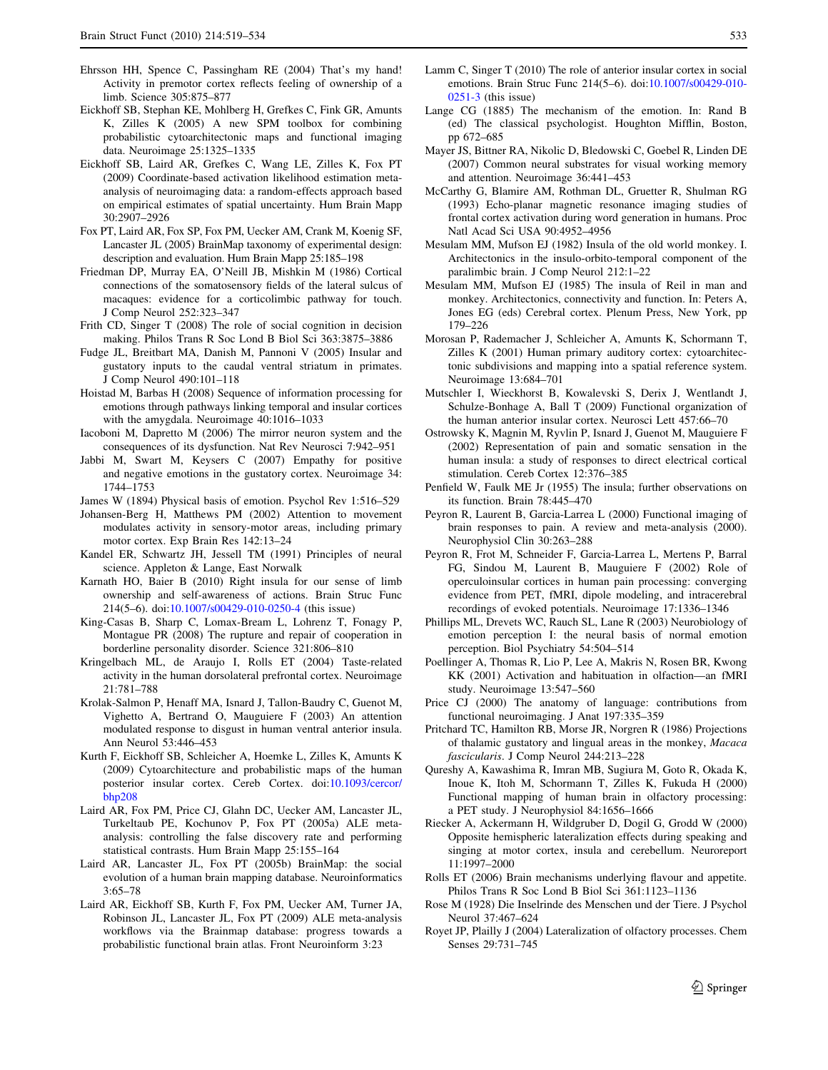Ehrsson HH, Spence C, Passingham RE (2004) That's my hand! Activity in premotor cortex reflects feeling of ownership of a limb. Science 305:875–877

Eickhoff SB, Stephan KE, Mohlberg H, Grefkes C, Fink GR, Amunts K, Zilles K (2005) A new SPM toolbox for combining probabilistic cytoarchitectonic maps and functional imaging data. Neuroimage 25:1325–1335

Eickhoff SB, Laird AR, Grefkes C, Wang LE, Zilles K, Fox PT (2009) Coordinate-based activation likelihood estimation meta-analysis of neuroimaging data: a random-effects approach based on empirical estimates of spatial uncertainty. Hum Brain Mapp 30:2907–2926

Fox PT, Laird AR, Fox SP, Fox PM, Uecker AM, Crank M, Koenig SF, Lancaster JL (2005) BrainMap taxonomy of experimental design: description and evaluation. Hum Brain Mapp 25:185–198

Friedman DP, Murray EA, O'Neill JB, Mishkin M (1986) Cortical connections of the somatosensory fields of the lateral sulcus of macaques: evidence for a corticolimbic pathway for touch. J Comp Neurol 252:323–347

Frith CD, Singer T (2008) The role of social cognition in decision making. Philos Trans R Soc Lond B Biol Sci 363:3875–3886

Fudge JL, Breitbart MA, Danish M, Pannoni V (2005) Insular and gustatory inputs to the caudal ventral striatum in primates. J Comp Neurol 490:101–118

Hoistad M, Barbas H (2008) Sequence of information processing for emotions through pathways linking temporal and insular cortices with the amygdala. Neuroimage 40:1016–1033

Iacoboni M, Dapretto M (2006) The mirror neuron system and the consequences of its dysfunction. Nat Rev Neurosci 7:942–951

Jabbi M, Swart M, Keysers C (2007) Empathy for positive and negative emotions in the gustatory cortex. Neuroimage 34: 1744–1753

James W (1894) Physical basis of emotion. Psychol Rev 1:516–529

Johansen-Berg H, Matthews PM (2002) Attention to movement modulates activity in sensory-motor areas, including primary motor cortex. Exp Brain Res 142:13–24

Kandel ER, Schwartz JH, Jessell TM (1991) Principles of neural science. Appleton & Lange, East Norwalk

Karnath HO, Baier B (2010) Right insula for our sense of limb ownership and self-awareness of actions. Brain Struc Func 214(5–6). doi:10.1007/s00429-010-0250-4 (this issue)

King-Casas B, Sharp C, Lomax-Bream L, Lohrenz T, Fonagy P, Montague PR (2008) The rupture and repair of cooperation in borderline personality disorder. Science 321:806–810

Kringelbach ML, de Araujo I, Rolls ET (2004) Taste-related activity in the human dorsolateral prefrontal cortex. Neuroimage 21:781–788

Krolak-Salmon P, Henaff MA, Isnard J, Tallon-Baudry C, Guenot M, Vighetto A, Bertrand O, Mauguiere F (2003) An attention modulated response to disgust in human ventral anterior insula. Ann Neurol 53:446–453

Kurth F, Eickhoff SB, Schleicher A, Hoemke L, Zilles K, Amunts K (2009) Cytoarchitecture and probabilistic maps of the human posterior insular cortex. Cereb Cortex. doi:10.1093/cercor/bhp208

Laird AR, Fox PM, Price CJ, Glahn DC, Uecker AM, Lancaster JL, Turkeltaub PE, Kochunov P, Fox PT (2005a) ALE meta-analysis: controlling the false discovery rate and performing statistical contrasts. Hum Brain Mapp 25:155–164

Laird AR, Lancaster JL, Fox PT (2005b) BrainMap: the social evolution of a human brain mapping database. Neuroinformatics 3:65–78

Laird AR, Eickhoff SB, Kurth F, Fox PM, Uecker AM, Turner JA, Robinson JL, Lancaster JL, Fox PT (2009) ALE meta-analysis workflows via the Brainmap database: progress towards a probabilistic functional brain atlas. Front Neuroinform 3:23

Lamm C, Singer T (2010) The role of anterior insular cortex in social emotions. Brain Struc Func 214(5–6). doi:10.1007/s00429-010-0251-3 (this issue)

Lange CG (1885) The mechanism of the emotion. In: Rand B (ed) The classical psychologist. Houghton Mifflin, Boston, pp 672–685

Mayer JS, Bittner RA, Nikolic D, Bledowski C, Goebel R, Linden DE (2007) Common neural substrates for visual working memory and attention. Neuroimage 36:441–453

McCarthy G, Blamire AM, Rothman DL, Gruetter R, Shulman RG (1993) Echo-planar magnetic resonance imaging studies of frontal cortex activation during word generation in humans. Proc Natl Acad Sci USA 90:4952–4956

Mesulam MM, Mufson EJ (1982) Insula of the old world monkey. I. Architectonics in the insulo-orbito-temporal component of the paralimbic brain. J Comp Neurol 212:1–22

Mesulam MM, Mufson EJ (1985) The insula of Reil in man and monkey. Architectonics, connectivity and function. In: Peters A, Jones EG (eds) Cerebral cortex. Plenum Press, New York, pp 179–226

Morosan P, Rademacher J, Schleicher A, Amunts K, Schormann T, Zilles K (2001) Human primary auditory cortex: cytoarchitectonic subdivisions and mapping into a spatial reference system. Neuroimage 13:684–701

Mutschler I, Wieckhorst B, Kowalevski S, Derix J, Wentlandt J, Schulze-Bonhage A, Ball T (2009) Functional organization of the human anterior insular cortex. Neurosci Lett 457:66–70

Ostrowsky K, Magnin M, Ryvlin P, Isnard J, Guenot M, Mauguiere F (2002) Representation of pain and somatic sensation in the human insula: a study of responses to direct electrical cortical stimulation. Cereb Cortex 12:376–385

Penfield W, Faulk ME Jr (1955) The insula; further observations on its function. Brain 78:445–470

Peyron R, Laurent B, Garcia-Larrea L (2000) Functional imaging of brain responses to pain. A review and meta-analysis (2000). Neurophysiol Clin 30:263–288

Peyron R, Frot M, Schneider F, Garcia-Larrea L, Mertens P, Barral FG, Sindou M, Laurent B, Mauguiere F (2002) Role of operculoinsular cortices in human pain processing: converging evidence from PET, fMRI, dipole modeling, and intracerebral recordings of evoked potentials. Neuroimage 17:1336–1346

Phillips ML, Drevets WC, Rauch SL, Lane R (2003) Neurobiology of emotion perception I: the neural basis of normal emotion perception. Biol Psychiatry 54:504–514

Poellinger A, Thomas R, Lio P, Lee A, Makris N, Rosen BR, Kwong KK (2001) Activation and habituation in olfaction—an fMRI study. Neuroimage 13:547–560

Price CJ (2000) The anatomy of language: contributions from functional neuroimaging. J Anat 197:335–359

Pritchard TC, Hamilton RB, Morse JR, Norgren R (1986) Projections of thalamic gustatory and lingual areas in the monkey, *Macaca fascicularis*. J Comp Neurol 244:213–228

Qureshy A, Kawashima R, Imran MB, Sugiura M, Goto R, Okada K, Inoue K, Itoh M, Schormann T, Zilles K, Fukuda H (2000) Functional mapping of human brain in olfactory processing: a PET study. J Neurophysiol 84:1656–1666

Riecker A, Ackermann H, Wildgruber D, Dogil G, Grodd W (2000) Opposite hemispheric lateralization effects during speaking and singing at motor cortex, insula and cerebellum. Neuroreport 11:1997–2000

Rolls ET (2006) Brain mechanisms underlying flavour and appetite. Philos Trans R Soc Lond B Biol Sci 361:1123–1136

Rose M (1928) Die Inselrinde des Menschen und der Tiere. J Psychol Neurol 37:467–624

Royet JP, Plailly J (2004) Lateralization of olfactory processes. Chem Senses 29:731–745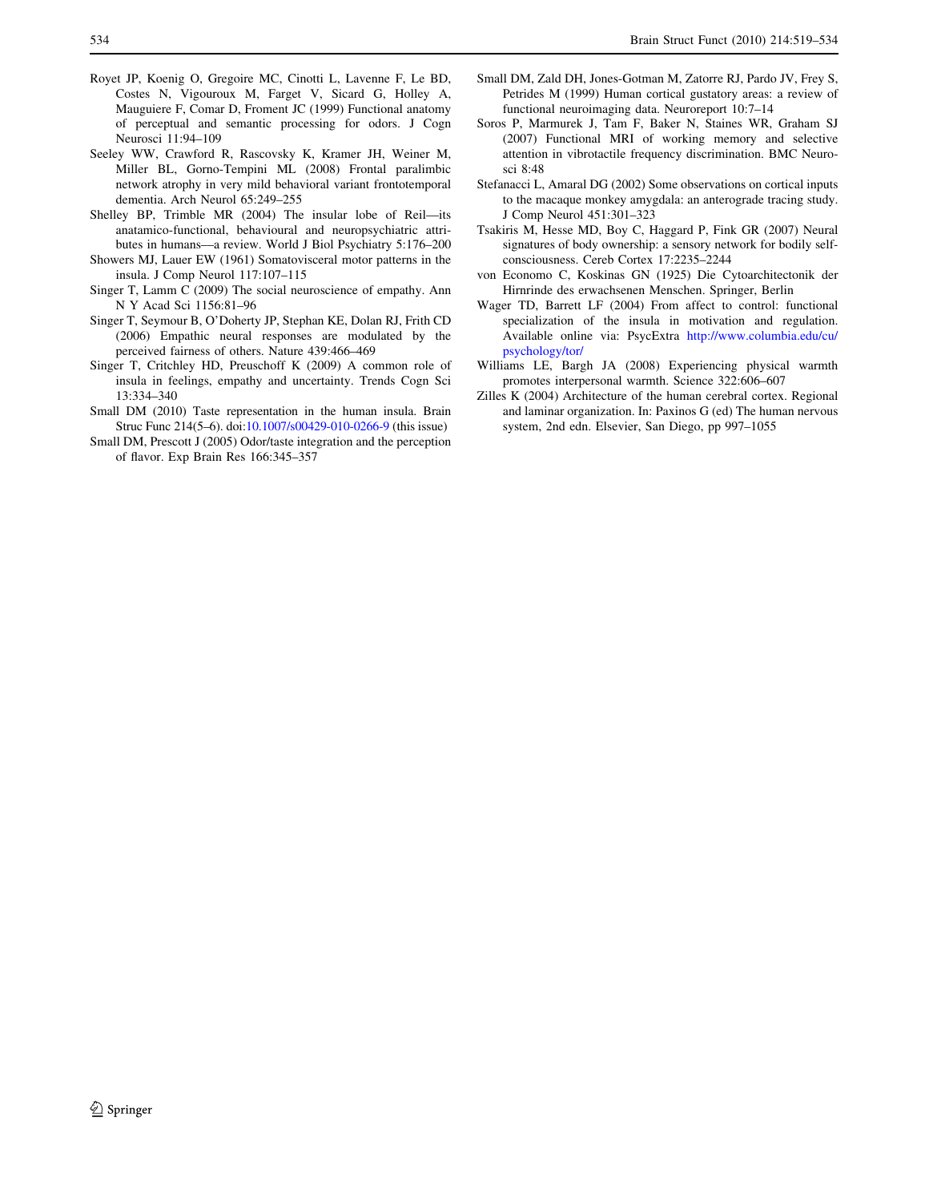Royet JP, Koenig O, Gregoire MC, Cinotti L, Lavenne F, Le BD, Costes N, Vigouroux M, Farget V, Sicard G, Holley A, Mauguiere F, Comar D, Froment JC (1999) Functional anatomy of perceptual and semantic processing for odors. J Cogn Neurosci 11:94–109

Seeley WW, Crawford R, Rascovsky K, Kramer JH, Weiner M, Miller BL, Gorno-Tempini ML (2008) Frontal paralimbic network atrophy in very mild behavioral variant frontotemporal dementia. Arch Neurol 65:249–255

Shelley BP, Trimble MR (2004) The insular lobe of Reil—its anatamico-functional, behavioural and neuropsychiatric attributes in humans—a review. World J Biol Psychiatry 5:176–200

Showers MJ, Lauer EW (1961) Somatovisceral motor patterns in the insula. J Comp Neurol 117:107–115

Singer T, Lamm C (2009) The social neuroscience of empathy. Ann N Y Acad Sci 1156:81–96

Singer T, Seymour B, O'Doherty JP, Stephan KE, Dolan RJ, Frith CD (2006) Empathic neural responses are modulated by the perceived fairness of others. Nature 439:466–469

Singer T, Critchley HD, Preuschoff K (2009) A common role of insula in feelings, empathy and uncertainty. Trends Cogn Sci 13:334–340

Small DM (2010) Taste representation in the human insula. Brain Struc Func 214(5–6). doi:10.1007/s00429-010-0266-9 (this issue)

Small DM, Prescott J (2005) Odor/taste integration and the perception of flavor. Exp Brain Res 166:345–357

Small DM, Zald DH, Jones-Gotman M, Zatorre RJ, Pardo JV, Frey S, Petrides M (1999) Human cortical gustatory areas: a review of functional neuroimaging data. Neuroreport 10:7–14

Soros P, Marmurek J, Tam F, Baker N, Staines WR, Graham SJ (2007) Functional MRI of working memory and selective attention in vibrotactile frequency discrimination. BMC Neurosci 8:48

Stefanacci L, Amaral DG (2002) Some observations on cortical inputs to the macaque monkey amygdala: an anterograde tracing study. J Comp Neurol 451:301–323

Tsakiris M, Hesse MD, Boy C, Haggard P, Fink GR (2007) Neural signatures of body ownership: a sensory network for bodily self-consciousness. Cereb Cortex 17:2235–2244

von Economo C, Koskinas GN (1925) Die Cytoarchitectonik der Hirnrinde des erwachsenen Menschen. Springer, Berlin

Wager TD, Barrett LF (2004) From affect to control: functional specialization of the insula in motivation and regulation. Available online via: PsycExtra http://www.columbia.edu/cu/psychology/tor/

Williams LE, Bargh JA (2008) Experiencing physical warmth promotes interpersonal warmth. Science 322:606–607

Zilles K (2004) Architecture of the human cerebral cortex. Regional and laminar organization. In: Paxinos G (ed) The human nervous system, 2nd edn. Elsevier, San Diego, pp 997–1055